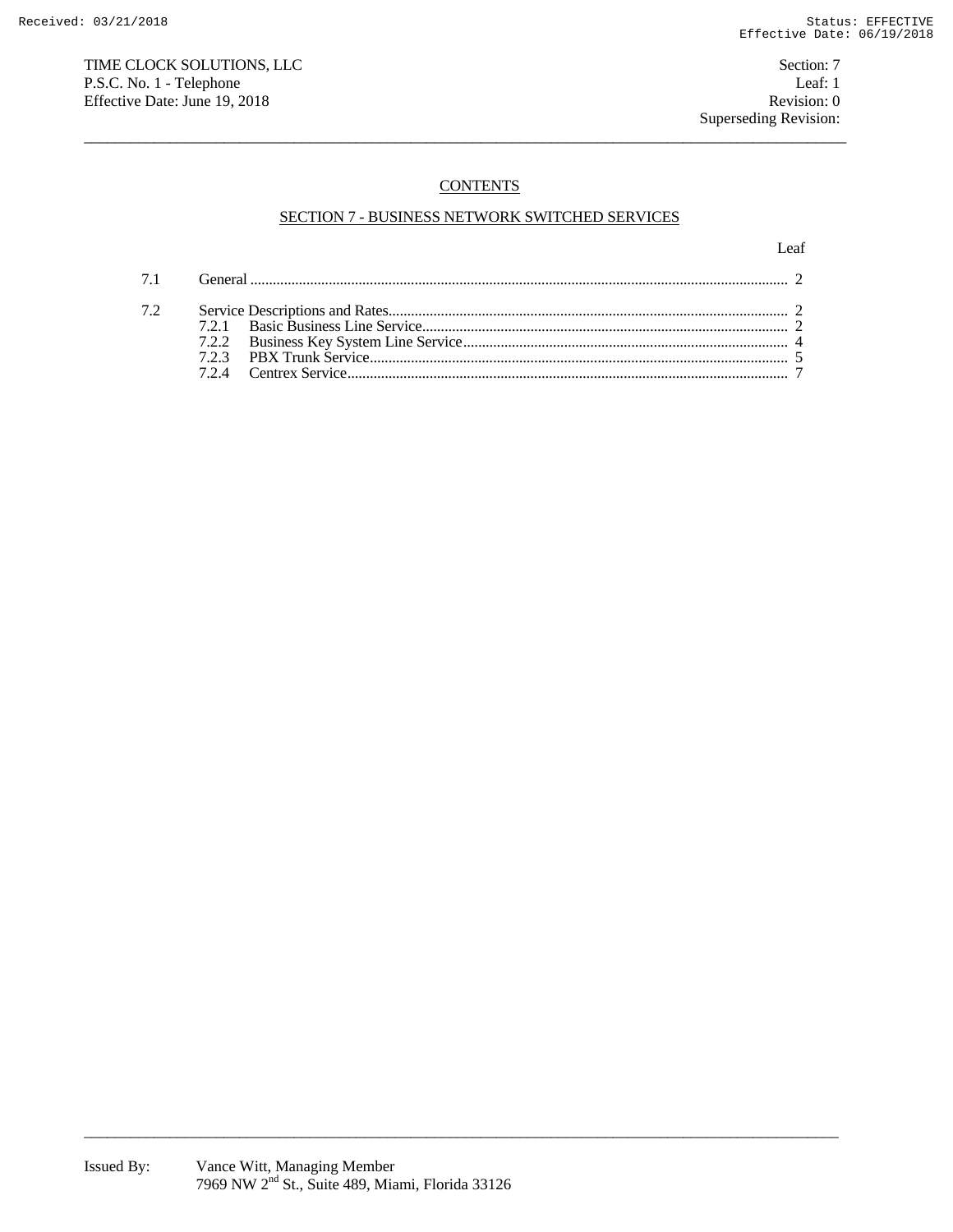TIME CLOCK SOLUTIONS, LLC
P.S.C. No. 1 - Telephone
Effective Date: June 19, 2018

Section: 7
Leaf: 1
Revision: 0
Superseding Revision:

## CONTENTS

### SECTION 7 - BUSINESS NETWORK SWITCHED SERVICES

| | | Leaf |
|---|---|---|
| 7.1 | General | 2 |
| 7.2 | Service Descriptions and Rates | 2 |
| | 7.2.1 Basic Business Line Service | 2 |
| | 7.2.2 Business Key System Line Service | 4 |
| | 7.2.3 PBX Trunk Service | 5 |
| | 7.2.4 Centrex Service | 7 |

Issued By: Vance Witt, Managing Member
7969 NW 2nd St., Suite 489, Miami, Florida 33126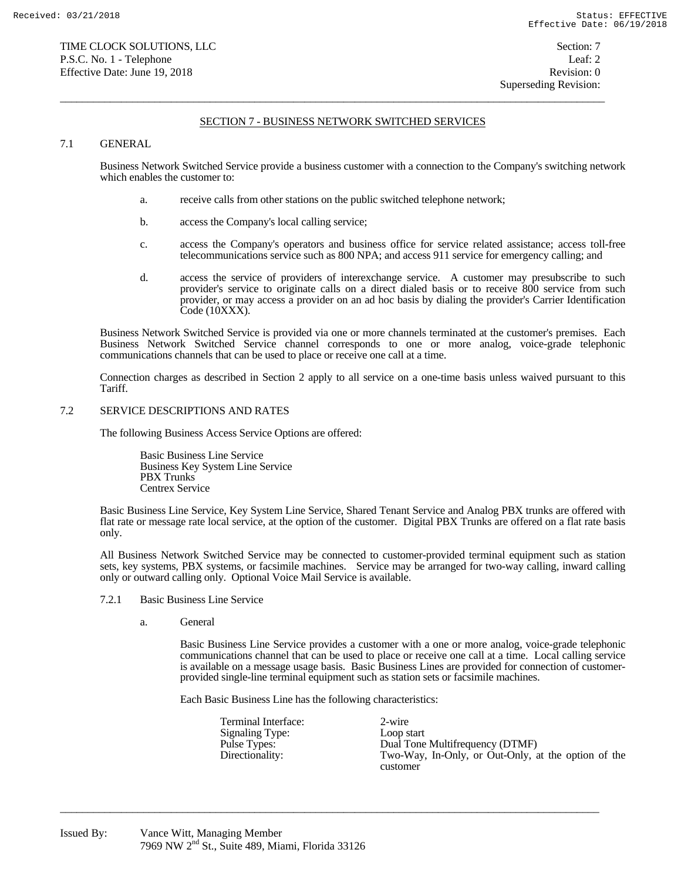## SECTION 7 - BUSINESS NETWORK SWITCHED SERVICES

### 7.1 GENERAL

Business Network Switched Service provide a business customer with a connection to the Company's switching network which enables the customer to:

a. receive calls from other stations on the public switched telephone network;

b. access the Company's local calling service;

c. access the Company's operators and business office for service related assistance; access toll-free telecommunications service such as 800 NPA; and access 911 service for emergency calling; and

d. access the service of providers of interexchange service. A customer may presubscribe to such provider's service to originate calls on a direct dialed basis or to receive 800 service from such provider, or may access a provider on an ad hoc basis by dialing the provider's Carrier Identification Code (10XXX).

Business Network Switched Service is provided via one or more channels terminated at the customer's premises. Each Business Network Switched Service channel corresponds to one or more analog, voice-grade telephonic communications channels that can be used to place or receive one call at a time.

Connection charges as described in Section 2 apply to all service on a one-time basis unless waived pursuant to this Tariff.

### 7.2 SERVICE DESCRIPTIONS AND RATES

The following Business Access Service Options are offered:

Basic Business Line Service
Business Key System Line Service
PBX Trunks
Centrex Service

Basic Business Line Service, Key System Line Service, Shared Tenant Service and Analog PBX trunks are offered with flat rate or message rate local service, at the option of the customer. Digital PBX Trunks are offered on a flat rate basis only.

All Business Network Switched Service may be connected to customer-provided terminal equipment such as station sets, key systems, PBX systems, or facsimile machines. Service may be arranged for two-way calling, inward calling only or outward calling only. Optional Voice Mail Service is available.

#### 7.2.1 Basic Business Line Service

a. General

Basic Business Line Service provides a customer with a one or more analog, voice-grade telephonic communications channel that can be used to place or receive one call at a time. Local calling service is available on a message usage basis. Basic Business Lines are provided for connection of customer-provided single-line terminal equipment such as station sets or facsimile machines.

Each Basic Business Line has the following characteristics:

| | |
|---|---|
| Terminal Interface: | 2-wire |
| Signaling Type: | Loop start |
| Pulse Types: | Dual Tone Multifrequency (DTMF) |
| Directionality: | Two-Way, In-Only, or Out-Only, at the option of the customer |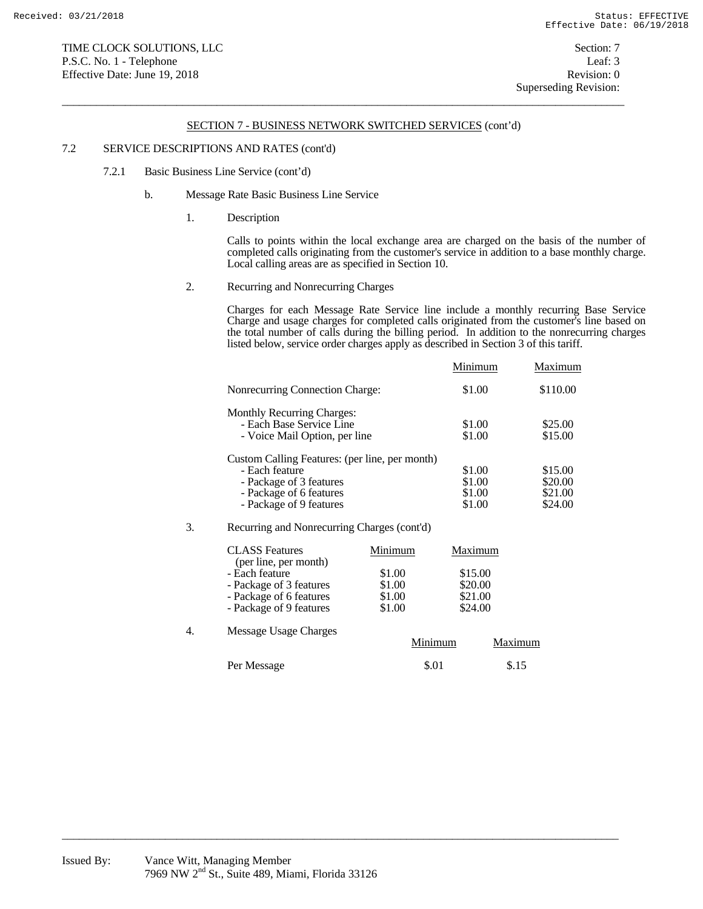TIME CLOCK SOLUTIONS, LLC
P.S.C. No. 1 - Telephone
Effective Date: June 19, 2018

Section: 7
Leaf: 3
Revision: 0
Superseding Revision:

## SECTION 7 - BUSINESS NETWORK SWITCHED SERVICES (cont'd)

7.2 SERVICE DESCRIPTIONS AND RATES (cont'd)

7.2.1 Basic Business Line Service (cont'd)

b. Message Rate Basic Business Line Service

1. Description

Calls to points within the local exchange area are charged on the basis of the number of completed calls originating from the customer's service in addition to a base monthly charge. Local calling areas are as specified in Section 10.

2. Recurring and Nonrecurring Charges

Charges for each Message Rate Service line include a monthly recurring Base Service Charge and usage charges for completed calls originated from the customer's line based on the total number of calls during the billing period. In addition to the nonrecurring charges listed below, service order charges apply as described in Section 3 of this tariff.

| | Minimum | Maximum |
|---|---|---|
| Nonrecurring Connection Charge: | $1.00 | $110.00 |
| Monthly Recurring Charges: | | |
| - Each Base Service Line | $1.00 | $25.00 |
| - Voice Mail Option, per line | $1.00 | $15.00 |
| Custom Calling Features: (per line, per month) | | |
| - Each feature | $1.00 | $15.00 |
| - Package of 3 features | $1.00 | $20.00 |
| - Package of 6 features | $1.00 | $21.00 |
| - Package of 9 features | $1.00 | $24.00 |

3. Recurring and Nonrecurring Charges (cont'd)

| CLASS Features (per line, per month) | Minimum | Maximum |
|---|---|---|
| - Each feature | $1.00 | $15.00 |
| - Package of 3 features | $1.00 | $20.00 |
| - Package of 6 features | $1.00 | $21.00 |
| - Package of 9 features | $1.00 | $24.00 |

4. Message Usage Charges

| | Minimum | Maximum |
|---|---|---|
| Per Message | $.01 | $.15 |

Issued By: Vance Witt, Managing Member
7969 NW 2nd St., Suite 489, Miami, Florida 33126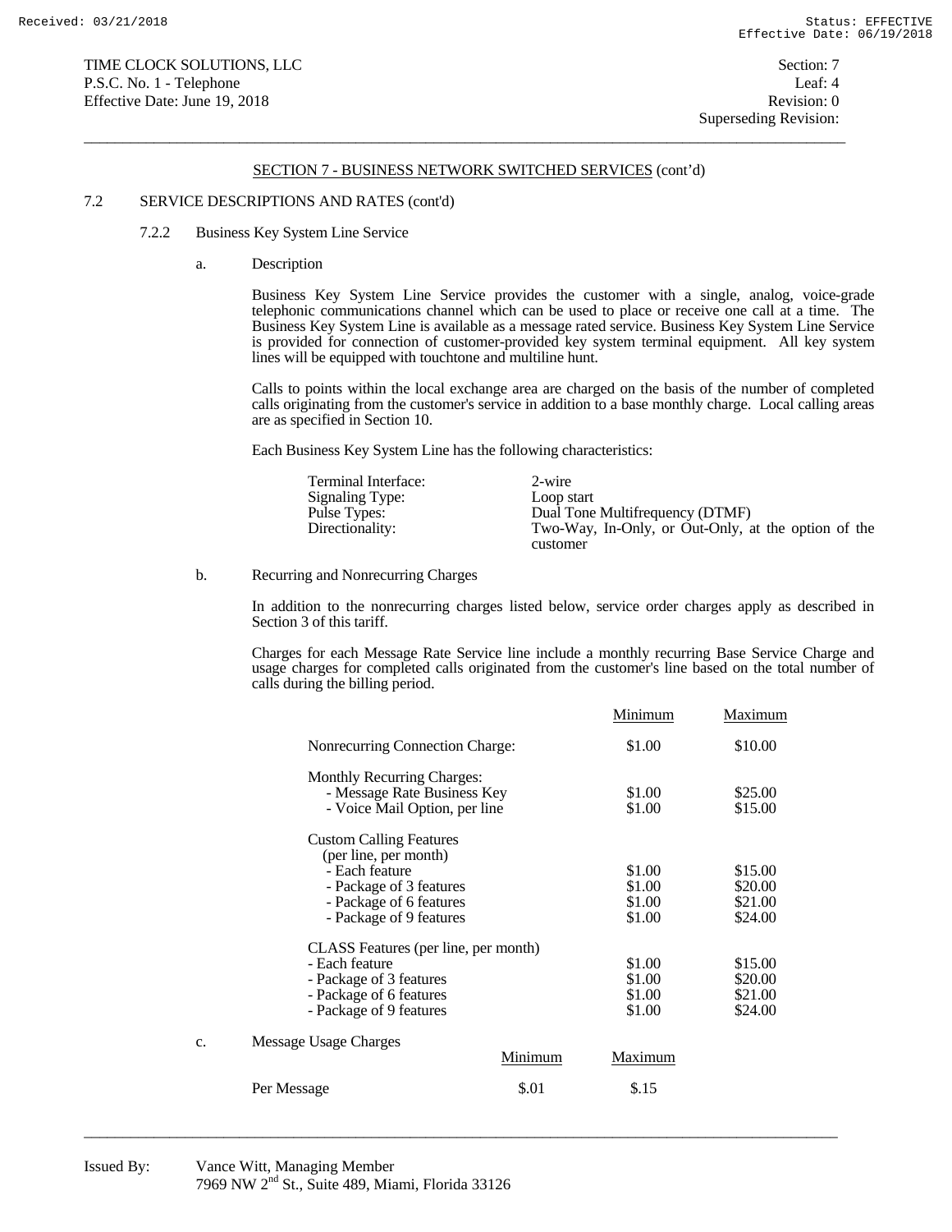TIME CLOCK SOLUTIONS, LLC
P.S.C. No. 1 - Telephone
Effective Date: June 19, 2018

Section: 7
Leaf: 4
Revision: 0
Superseding Revision:

## SECTION 7 - BUSINESS NETWORK SWITCHED SERVICES (cont'd)

### 7.2 SERVICE DESCRIPTIONS AND RATES (cont'd)

#### 7.2.2 Business Key System Line Service

a. Description

Business Key System Line Service provides the customer with a single, analog, voice-grade telephonic communications channel which can be used to place or receive one call at a time. The Business Key System Line is available as a message rated service. Business Key System Line Service is provided for connection of customer-provided key system terminal equipment. All key system lines will be equipped with touchtone and multiline hunt.

Calls to points within the local exchange area are charged on the basis of the number of completed calls originating from the customer's service in addition to a base monthly charge. Local calling areas are as specified in Section 10.

Each Business Key System Line has the following characteristics:

| | |
|---|---|
| Terminal Interface: | 2-wire |
| Signaling Type: | Loop start |
| Pulse Types: | Dual Tone Multifrequency (DTMF) |
| Directionality: | Two-Way, In-Only, or Out-Only, at the option of the customer |

b. Recurring and Nonrecurring Charges

In addition to the nonrecurring charges listed below, service order charges apply as described in Section 3 of this tariff.

Charges for each Message Rate Service line include a monthly recurring Base Service Charge and usage charges for completed calls originated from the customer's line based on the total number of calls during the billing period.

| | Minimum | Maximum |
|---|---|---|
| Nonrecurring Connection Charge: | $1.00 | $10.00 |
| Monthly Recurring Charges: | | |
| - Message Rate Business Key | $1.00 | $25.00 |
| - Voice Mail Option, per line | $1.00 | $15.00 |
| Custom Calling Features (per line, per month) | | |
| - Each feature | $1.00 | $15.00 |
| - Package of 3 features | $1.00 | $20.00 |
| - Package of 6 features | $1.00 | $21.00 |
| - Package of 9 features | $1.00 | $24.00 |
| CLASS Features (per line, per month) | | |
| - Each feature | $1.00 | $15.00 |
| - Package of 3 features | $1.00 | $20.00 |
| - Package of 6 features | $1.00 | $21.00 |
| - Package of 9 features | $1.00 | $24.00 |

c. Message Usage Charges

| | Minimum | Maximum |
|---|---|---|
| Per Message | $.01 | $.15 |

Issued By: Vance Witt, Managing Member
7969 NW 2nd St., Suite 489, Miami, Florida 33126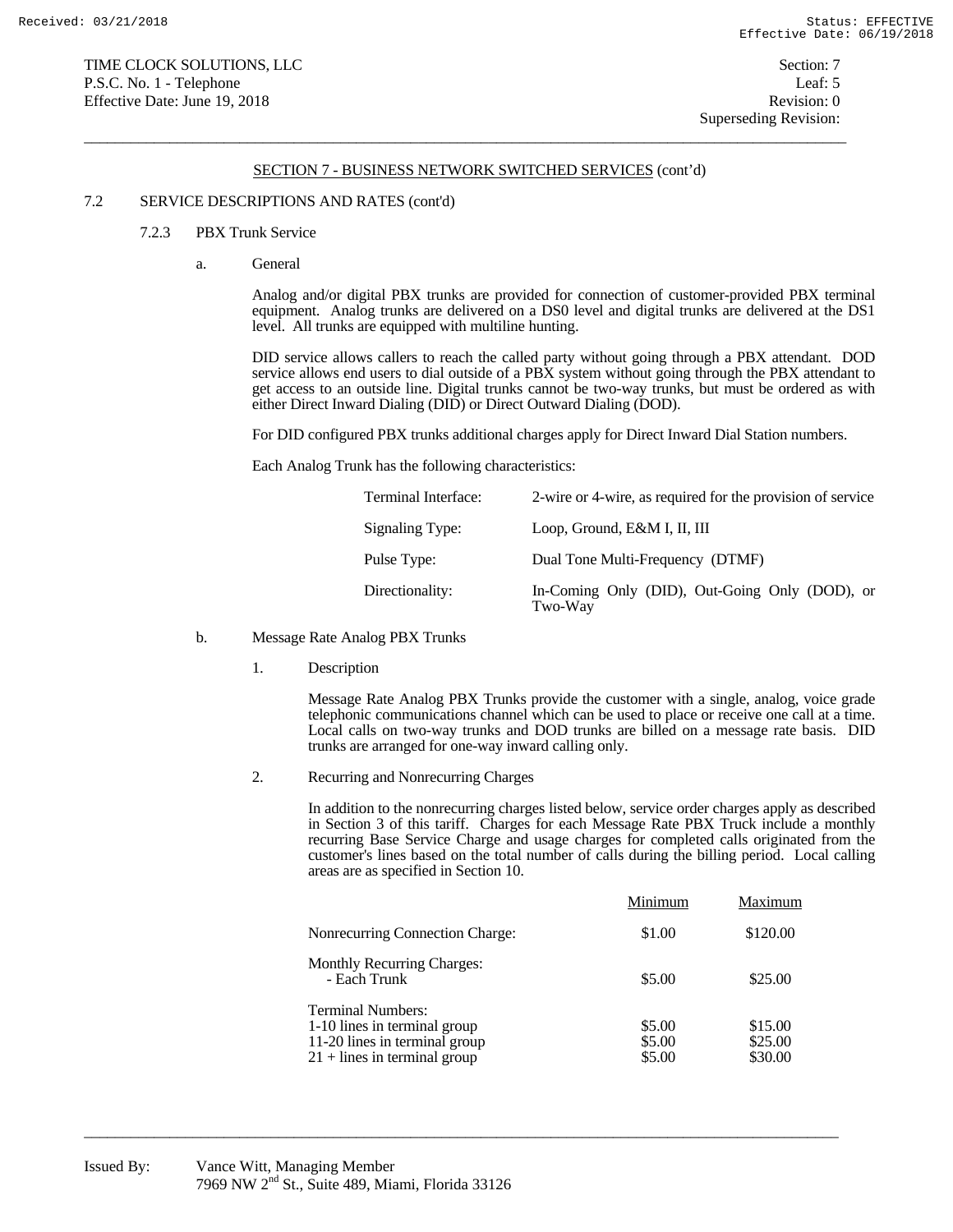## SECTION 7 - BUSINESS NETWORK SWITCHED SERVICES (cont'd)

### 7.2 SERVICE DESCRIPTIONS AND RATES (cont'd)

#### 7.2.3 PBX Trunk Service

a. General

Analog and/or digital PBX trunks are provided for connection of customer-provided PBX terminal equipment. Analog trunks are delivered on a DS0 level and digital trunks are delivered at the DS1 level. All trunks are equipped with multiline hunting.

DID service allows callers to reach the called party without going through a PBX attendant. DOD service allows end users to dial outside of a PBX system without going through the PBX attendant to get access to an outside line. Digital trunks cannot be two-way trunks, but must be ordered as with either Direct Inward Dialing (DID) or Direct Outward Dialing (DOD).

For DID configured PBX trunks additional charges apply for Direct Inward Dial Station numbers.

Each Analog Trunk has the following characteristics:

| | |
|---|---|
| Terminal Interface: | 2-wire or 4-wire, as required for the provision of service |
| Signaling Type: | Loop, Ground, E&M I, II, III |
| Pulse Type: | Dual Tone Multi-Frequency (DTMF) |
| Directionality: | In-Coming Only (DID), Out-Going Only (DOD), or Two-Way |

b. Message Rate Analog PBX Trunks

1. Description

Message Rate Analog PBX Trunks provide the customer with a single, analog, voice grade telephonic communications channel which can be used to place or receive one call at a time. Local calls on two-way trunks and DOD trunks are billed on a message rate basis. DID trunks are arranged for one-way inward calling only.

2. Recurring and Nonrecurring Charges

In addition to the nonrecurring charges listed below, service order charges apply as described in Section 3 of this tariff. Charges for each Message Rate PBX Truck include a monthly recurring Base Service Charge and usage charges for completed calls originated from the customer's lines based on the total number of calls during the billing period. Local calling areas are as specified in Section 10.

| | Minimum | Maximum |
|---|---|---|
| Nonrecurring Connection Charge: | $1.00 | $120.00 |
| Monthly Recurring Charges: | | |
| - Each Trunk | $5.00 | $25.00 |
| Terminal Numbers: | | |
| 1-10 lines in terminal group | $5.00 | $15.00 |
| 11-20 lines in terminal group | $5.00 | $25.00 |
| 21 + lines in terminal group | $5.00 | $30.00 |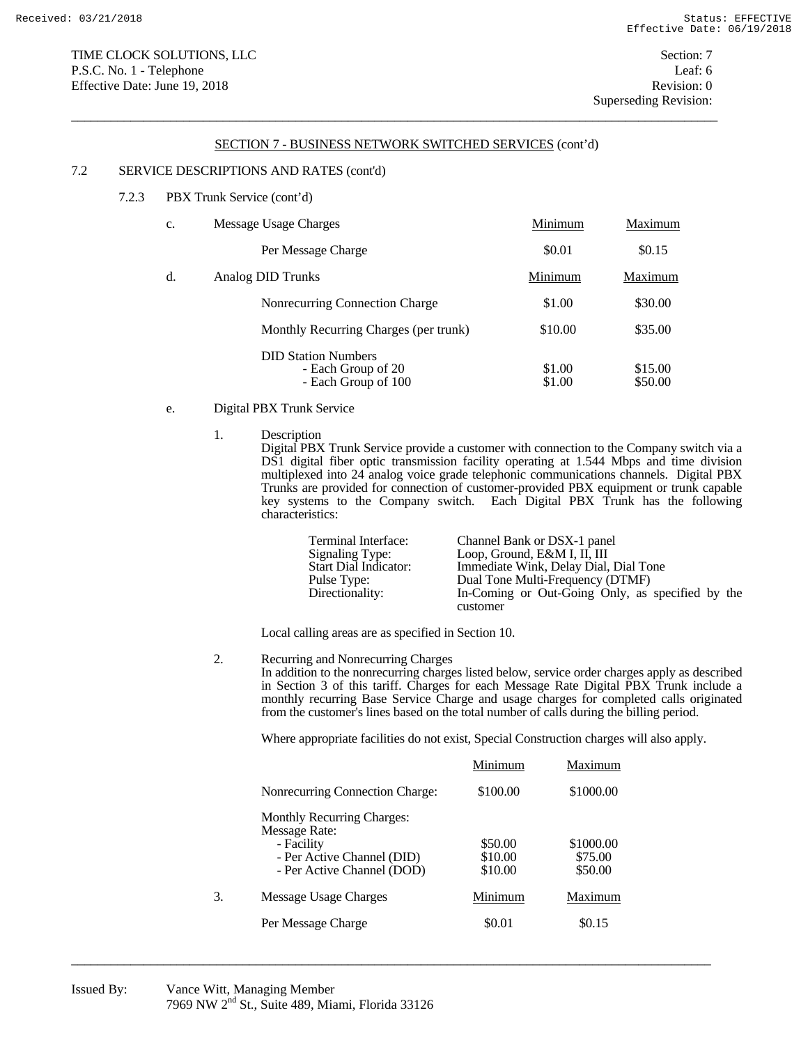TIME CLOCK SOLUTIONS, LLC
P.S.C. No. 1 - Telephone
Effective Date: June 19, 2018

Section: 7
Leaf: 6
Revision: 0
Superseding Revision:

## SECTION 7 - BUSINESS NETWORK SWITCHED SERVICES (cont'd)

### 7.2 SERVICE DESCRIPTIONS AND RATES (cont'd)

#### 7.2.3 PBX Trunk Service (cont'd)

c. Message Usage Charges

| | Minimum | Maximum |
|---|---|---|
| Per Message Charge | $0.01 | $0.15 |

d. Analog DID Trunks

| | Minimum | Maximum |
|---|---|---|
| Nonrecurring Connection Charge | $1.00 | $30.00 |
| Monthly Recurring Charges (per trunk) | $10.00 | $35.00 |
| DID Station Numbers | | |
| - Each Group of 20 | $1.00 | $15.00 |
| - Each Group of 100 | $1.00 | $50.00 |

e. Digital PBX Trunk Service

1. Description
Digital PBX Trunk Service provide a customer with connection to the Company switch via a DS1 digital fiber optic transmission facility operating at 1.544 Mbps and time division multiplexed into 24 analog voice grade telephonic communications channels. Digital PBX Trunks are provided for connection of customer-provided PBX equipment or trunk capable key systems to the Company switch. Each Digital PBX Trunk has the following characteristics:

| | |
|---|---|
| Terminal Interface: | Channel Bank or DSX-1 panel |
| Signaling Type: | Loop, Ground, E&M I, II, III |
| Start Dial Indicator: | Immediate Wink, Delay Dial, Dial Tone |
| Pulse Type: | Dual Tone Multi-Frequency (DTMF) |
| Directionality: | In-Coming or Out-Going Only, as specified by the customer |

Local calling areas are as specified in Section 10.

2. Recurring and Nonrecurring Charges
In addition to the nonrecurring charges listed below, service order charges apply as described in Section 3 of this tariff. Charges for each Message Rate Digital PBX Trunk include a monthly recurring Base Service Charge and usage charges for completed calls originated from the customer's lines based on the total number of calls during the billing period.

Where appropriate facilities do not exist, Special Construction charges will also apply.

| | Minimum | Maximum |
|---|---|---|
| Nonrecurring Connection Charge: | $100.00 | $1000.00 |
| Monthly Recurring Charges: | | |
| Message Rate: | | |
| - Facility | $50.00 | $1000.00 |
| - Per Active Channel (DID) | $10.00 | $75.00 |
| - Per Active Channel (DOD) | $10.00 | $50.00 |

3. Message Usage Charges

| | Minimum | Maximum |
|---|---|---|
| Per Message Charge | $0.01 | $0.15 |

Issued By: Vance Witt, Managing Member
7969 NW 2nd St., Suite 489, Miami, Florida 33126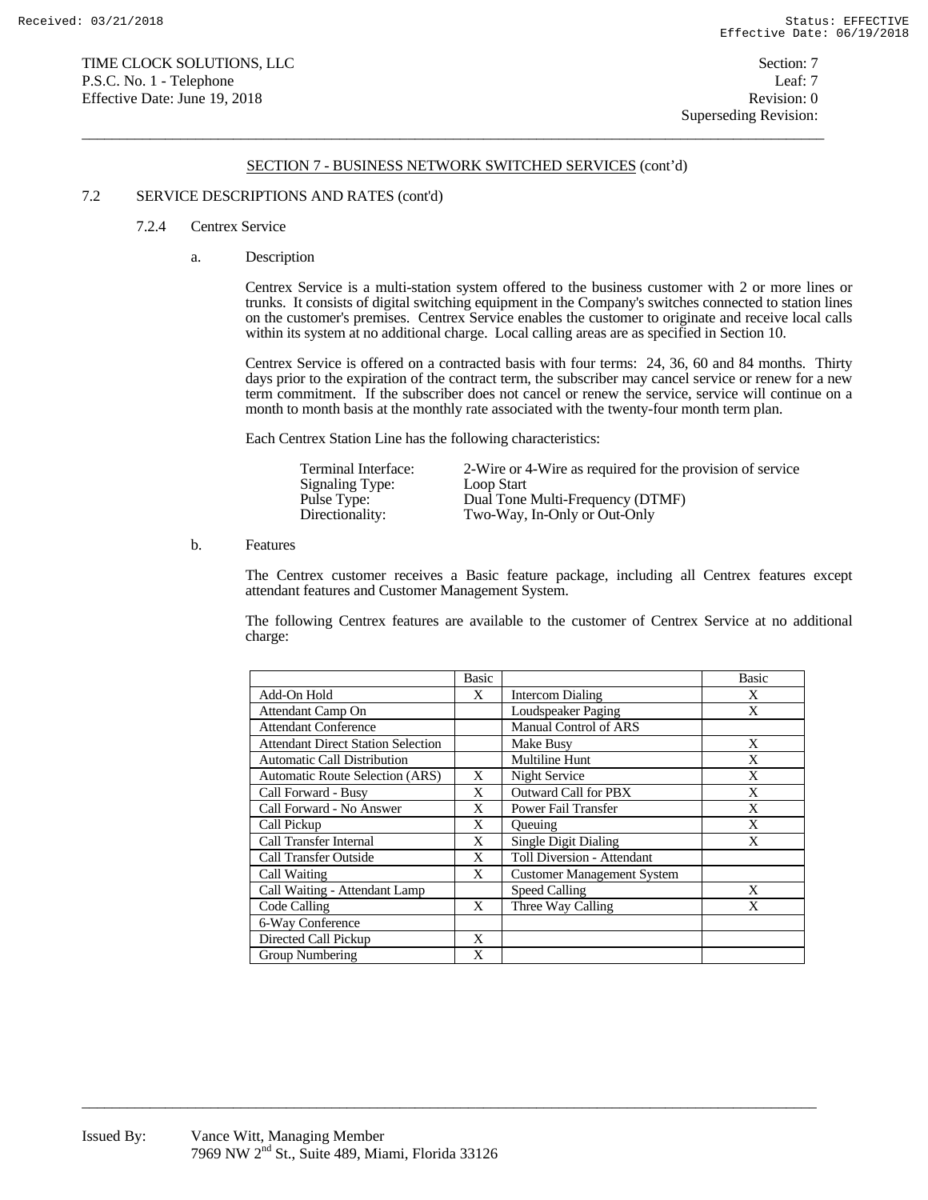TIME CLOCK SOLUTIONS, LLC
P.S.C. No. 1 - Telephone
Effective Date: June 19, 2018

Section: 7
Leaf: 7
Revision: 0
Superseding Revision:

SECTION 7 - BUSINESS NETWORK SWITCHED SERVICES (cont'd)

7.2 SERVICE DESCRIPTIONS AND RATES (cont'd)

7.2.4 Centrex Service

a. Description

Centrex Service is a multi-station system offered to the business customer with 2 or more lines or trunks. It consists of digital switching equipment in the Company's switches connected to station lines on the customer's premises. Centrex Service enables the customer to originate and receive local calls within its system at no additional charge. Local calling areas are as specified in Section 10.

Centrex Service is offered on a contracted basis with four terms: 24, 36, 60 and 84 months. Thirty days prior to the expiration of the contract term, the subscriber may cancel service or renew for a new term commitment. If the subscriber does not cancel or renew the service, service will continue on a month to month basis at the monthly rate associated with the twenty-four month term plan.

Each Centrex Station Line has the following characteristics:

| | |
|---|---|
| Terminal Interface: | 2-Wire or 4-Wire as required for the provision of service |
| Signaling Type: | Loop Start |
| Pulse Type: | Dual Tone Multi-Frequency (DTMF) |
| Directionality: | Two-Way, In-Only or Out-Only |

b. Features

The Centrex customer receives a Basic feature package, including all Centrex features except attendant features and Customer Management System.

The following Centrex features are available to the customer of Centrex Service at no additional charge:

| | Basic | | Basic |
|---|---|---|---|
| Add-On Hold | X | Intercom Dialing | X |
| Attendant Camp On | | Loudspeaker Paging | X |
| Attendant Conference | | Manual Control of ARS | |
| Attendant Direct Station Selection | | Make Busy | X |
| Automatic Call Distribution | | Multiline Hunt | X |
| Automatic Route Selection (ARS) | X | Night Service | X |
| Call Forward - Busy | X | Outward Call for PBX | X |
| Call Forward - No Answer | X | Power Fail Transfer | X |
| Call Pickup | X | Queuing | X |
| Call Transfer Internal | X | Single Digit Dialing | X |
| Call Transfer Outside | X | Toll Diversion - Attendant | |
| Call Waiting | X | Customer Management System | |
| Call Waiting - Attendant Lamp | | Speed Calling | X |
| Code Calling | X | Three Way Calling | X |
| 6-Way Conference | | | |
| Directed Call Pickup | X | | |
| Group Numbering | X | | |

Issued By: Vance Witt, Managing Member
7969 NW 2nd St., Suite 489, Miami, Florida 33126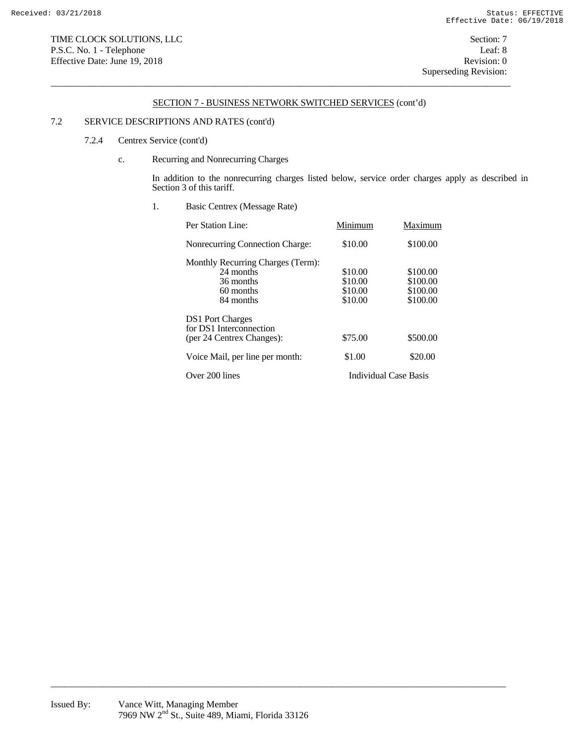TIME CLOCK SOLUTIONS, LLC
P.S.C. No. 1 - Telephone
Effective Date: June 19, 2018

Section: 7
Leaf: 8
Revision: 0
Superseding Revision:

## SECTION 7 - BUSINESS NETWORK SWITCHED SERVICES (cont'd)

### 7.2 SERVICE DESCRIPTIONS AND RATES (cont'd)

#### 7.2.4 Centrex Service (cont'd)

c. Recurring and Nonrecurring Charges

In addition to the nonrecurring charges listed below, service order charges apply as described in Section 3 of this tariff.

1. Basic Centrex (Message Rate)

| Per Station Line: | Minimum | Maximum |
|---|---|---|
| Nonrecurring Connection Charge: | $10.00 | $100.00 |
| Monthly Recurring Charges (Term): | | |
| 24 months | $10.00 | $100.00 |
| 36 months | $10.00 | $100.00 |
| 60 months | $10.00 | $100.00 |
| 84 months | $10.00 | $100.00 |
| DS1 Port Charges for DS1 Interconnection (per 24 Centrex Changes): | $75.00 | $500.00 |
| Voice Mail, per line per month: | $1.00 | $20.00 |
| Over 200 lines | Individual Case Basis | |

Issued By: Vance Witt, Managing Member
7969 NW 2nd St., Suite 489, Miami, Florida 33126